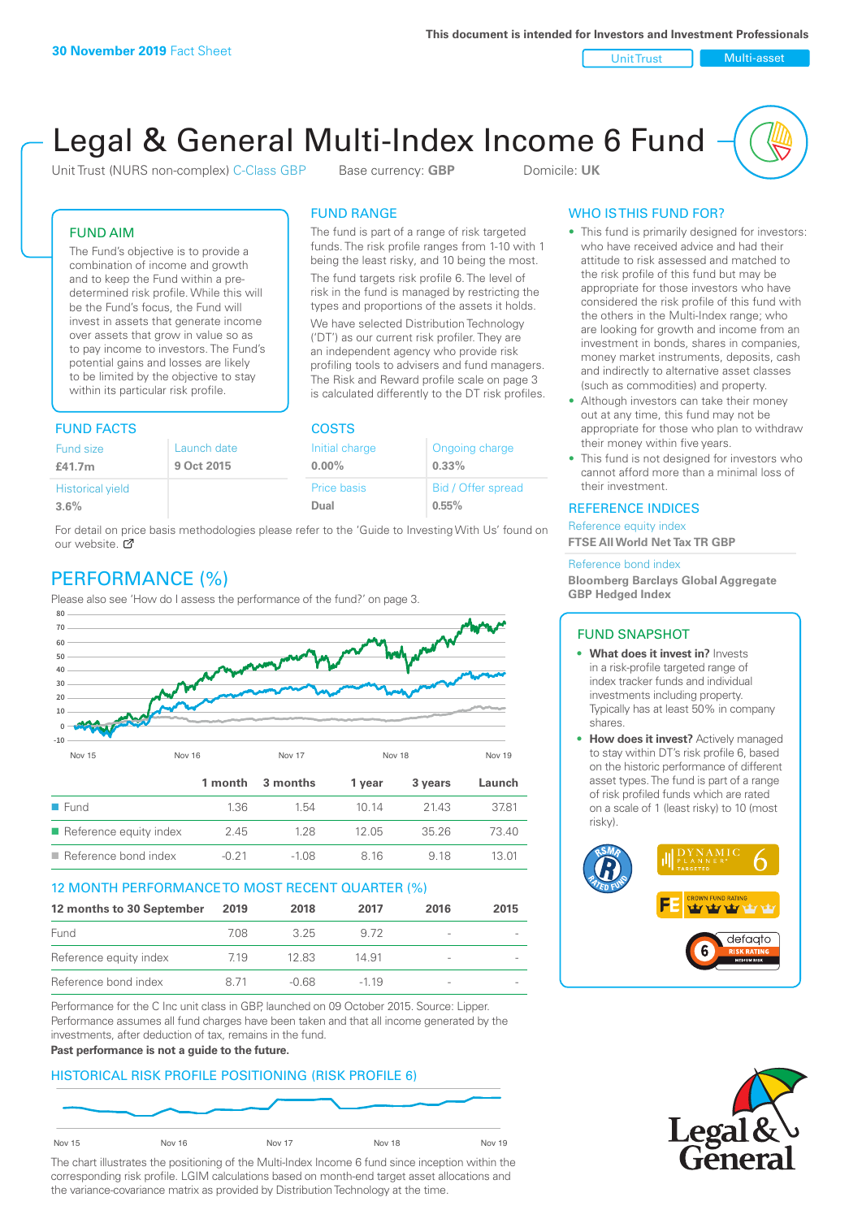**30 November 2019** Fact Sheet

This document is intended for Investors and Investment Professionals

Unit Trust | Multi-asset

# Legal & General Multi-Index Income 6 Fund

Unit Trust (NURS non-complex) C-Class GBP    Base currency: **GBP**    Domicile: **UK**

## FUND AIM

The Fund's objective is to provide a combination of income and growth and to keep the Fund within a pre-determined risk profile. While this will be the Fund's focus, the Fund will invest in assets that generate income over assets that grow in value so as to pay income to investors. The Fund's potential gains and losses are likely to be limited by the objective to stay within its particular risk profile.

## FUND RANGE

The fund is part of a range of risk targeted funds. The risk profile ranges from 1-10 with 1 being the least risky, and 10 being the most.

The fund targets risk profile 6. The level of risk in the fund is managed by restricting the types and proportions of the assets it holds.

We have selected Distribution Technology ('DT') as our current risk profiler. They are an independent agency who provide risk profiling tools to advisers and fund managers. The Risk and Reward profile scale on page 3 is calculated differently to the DT risk profiles.

## WHO IS THIS FUND FOR?

- This fund is primarily designed for investors: who have received advice and had their attitude to risk assessed and matched to the risk profile of this fund but may be appropriate for those investors who have considered the risk profile of this fund with the others in the Multi-Index range; who are looking for growth and income from an investment in bonds, shares in companies, money market instruments, deposits, cash and indirectly to alternative asset classes (such as commodities) and property.
- Although investors can take their money out at any time, this fund may not be appropriate for those who plan to withdraw their money within five years.
- This fund is not designed for investors who cannot afford more than a minimal loss of their investment.

## FUND FACTS

| Fund size | Launch date |
|---|---|
| **£41.7m** | **9 Oct 2015** |
| Historical yield | |
| **3.6%** | |

## COSTS

| Initial charge | Ongoing charge |
|---|---|
| **0.00%** | **0.33%** |
| Price basis | Bid / Offer spread |
| **Dual** | **0.55%** |

For detail on price basis methodologies please refer to the 'Guide to Investing With Us' found on our website.

## REFERENCE INDICES

Reference equity index
**FTSE All World Net Tax TR GBP**

Reference bond index
**Bloomberg Barclays Global Aggregate GBP Hedged Index**

## PERFORMANCE (%)

Please also see 'How do I assess the performance of the fund?' on page 3.

| | 1 month | 3 months | 1 year | 3 years | Launch |
|---|---|---|---|---|---|
| Fund | 1.36 | 1.54 | 10.14 | 21.43 | 37.81 |
| Reference equity index | 2.45 | 1.28 | 12.05 | 35.26 | 73.40 |
| Reference bond index | -0.21 | -1.08 | 8.16 | 9.18 | 13.01 |

## 12 MONTH PERFORMANCE TO MOST RECENT QUARTER (%)

| 12 months to 30 September | 2019 | 2018 | 2017 | 2016 | 2015 |
|---|---|---|---|---|---|
| Fund | 7.08 | 3.25 | 9.72 | - | - |
| Reference equity index | 7.19 | 12.83 | 14.91 | - | - |
| Reference bond index | 8.71 | -0.68 | -1.19 | - | - |

Performance for the C Inc unit class in GBP, launched on 09 October 2015. Source: Lipper. Performance assumes all fund charges have been taken and that all income generated by the investments, after deduction of tax, remains in the fund.

**Past performance is not a guide to the future.**

## FUND SNAPSHOT

- **What does it invest in?** Invests in a risk-profile targeted range of index tracker funds and individual investments including property. Typically has at least 50% in company shares.
- **How does it invest?** Actively managed to stay within DT's risk profile 6, based on the historic performance of different asset types. The fund is part of a range of risk profiled funds which are rated on a scale of 1 (least risky) to 10 (most risky).

## HISTORICAL RISK PROFILE POSITIONING (RISK PROFILE 6)

The chart illustrates the positioning of the Multi-Index Income 6 fund since inception within the corresponding risk profile. LGIM calculations based on month-end target asset allocations and the variance-covariance matrix as provided by Distribution Technology at the time.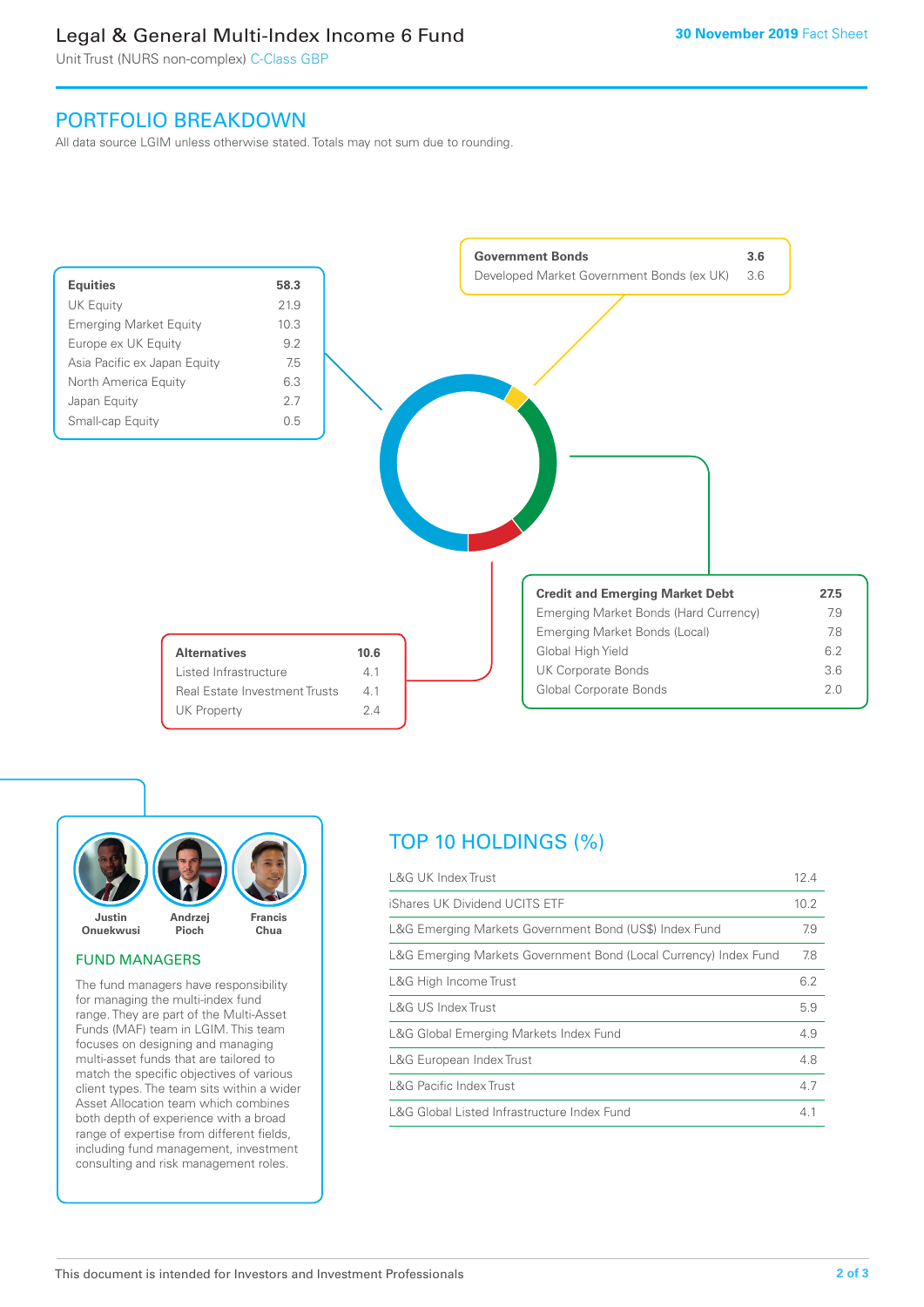# Legal & General Multi-Index Income 6 Fund

Unit Trust (NURS non-complex) C-Class GBP

30 November 2019 Fact Sheet

## PORTFOLIO BREAKDOWN

All data source LGIM unless otherwise stated. Totals may not sum due to rounding.

| Equities | 58.3 |
|---|---|
| UK Equity | 21.9 |
| Emerging Market Equity | 10.3 |
| Europe ex UK Equity | 9.2 |
| Asia Pacific ex Japan Equity | 7.5 |
| North America Equity | 6.3 |
| Japan Equity | 2.7 |
| Small-cap Equity | 0.5 |

| Government Bonds | 3.6 |
|---|---|
| Developed Market Government Bonds (ex UK) | 3.6 |

| Credit and Emerging Market Debt | 27.5 |
|---|---|
| Emerging Market Bonds (Hard Currency) | 7.9 |
| Emerging Market Bonds (Local) | 7.8 |
| Global High Yield | 6.2 |
| UK Corporate Bonds | 3.6 |
| Global Corporate Bonds | 2.0 |

| Alternatives | 10.6 |
|---|---|
| Listed Infrastructure | 4.1 |
| Real Estate Investment Trusts | 4.1 |
| UK Property | 2.4 |

Justin Onuekwusi, Andrzej Pioch, Francis Chua

### FUND MANAGERS

The fund managers have responsibility for managing the multi-index fund range. They are part of the Multi-Asset Funds (MAF) team in LGIM. This team focuses on designing and managing multi-asset funds that are tailored to match the specific objectives of various client types. The team sits within a wider Asset Allocation team which combines both depth of experience with a broad range of expertise from different fields, including fund management, investment consulting and risk management roles.

## TOP 10 HOLDINGS (%)

| Holding | % |
|---|---|
| L&G UK Index Trust | 12.4 |
| iShares UK Dividend UCITS ETF | 10.2 |
| L&G Emerging Markets Government Bond (US$) Index Fund | 7.9 |
| L&G Emerging Markets Government Bond (Local Currency) Index Fund | 7.8 |
| L&G High Income Trust | 6.2 |
| L&G US Index Trust | 5.9 |
| L&G Global Emerging Markets Index Fund | 4.9 |
| L&G European Index Trust | 4.8 |
| L&G Pacific Index Trust | 4.7 |
| L&G Global Listed Infrastructure Index Fund | 4.1 |

This document is intended for Investors and Investment Professionals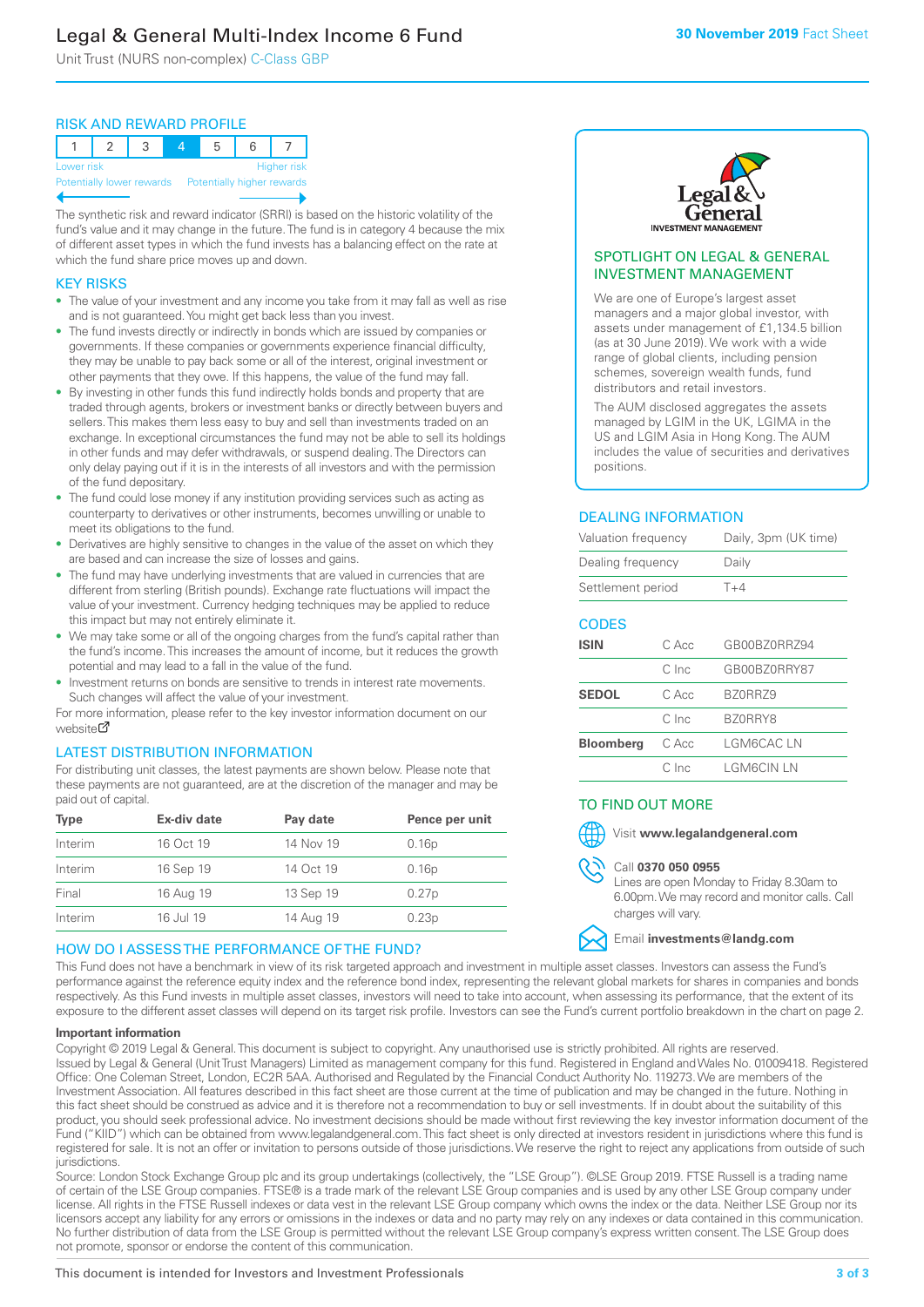# Legal & General Multi-Index Income 6 Fund

Unit Trust (NURS non-complex) C-Class GBP

30 November 2019 Fact Sheet

## RISK AND REWARD PROFILE

| 1 | 2 | 3 | 4 | 5 | 6 | 7 |
|---|---|---|---|---|---|---|

Lower risk — Higher risk

Potentially lower rewards — Potentially higher rewards

The synthetic risk and reward indicator (SRRI) is based on the historic volatility of the fund's value and it may change in the future. The fund is in category 4 because the mix of different asset types in which the fund invests has a balancing effect on the rate at which the fund share price moves up and down.

## KEY RISKS

- The value of your investment and any income you take from it may fall as well as rise and is not guaranteed. You might get back less than you invest.
- The fund invests directly or indirectly in bonds which are issued by companies or governments. If these companies or governments experience financial difficulty, they may be unable to pay back some or all of the interest, original investment or other payments that they owe. If this happens, the value of the fund may fall.
- By investing in other funds this fund indirectly holds bonds and property that are traded through agents, brokers or investment banks or directly between buyers and sellers. This makes them less easy to buy and sell than investments traded on an exchange. In exceptional circumstances the fund may not be able to sell its holdings in other funds and may defer withdrawals, or suspend dealing. The Directors can only delay paying out if it is in the interests of all investors and with the permission of the fund depositary.
- The fund could lose money if any institution providing services such as acting as counterparty to derivatives or other instruments, becomes unwilling or unable to meet its obligations to the fund.
- Derivatives are highly sensitive to changes in the value of the asset on which they are based and can increase the size of losses and gains.
- The fund may have underlying investments that are valued in currencies that are different from sterling (British pounds). Exchange rate fluctuations will impact the value of your investment. Currency hedging techniques may be applied to reduce this impact but may not entirely eliminate it.
- We may take some or all of the ongoing charges from the fund's capital rather than the fund's income. This increases the amount of income, but it reduces the growth potential and may lead to a fall in the value of the fund.
- Investment returns on bonds are sensitive to trends in interest rate movements. Such changes will affect the value of your investment.

For more information, please refer to the key investor information document on our website

## LATEST DISTRIBUTION INFORMATION

For distributing unit classes, the latest payments are shown below. Please note that these payments are not guaranteed, are at the discretion of the manager and may be paid out of capital.

| Type | Ex-div date | Pay date | Pence per unit |
|---|---|---|---|
| Interim | 16 Oct 19 | 14 Nov 19 | 0.16p |
| Interim | 16 Sep 19 | 14 Oct 19 | 0.16p |
| Final | 16 Aug 19 | 13 Sep 19 | 0.27p |
| Interim | 16 Jul 19 | 14 Aug 19 | 0.23p |

## HOW DO I ASSESS THE PERFORMANCE OF THE FUND?

This Fund does not have a benchmark in view of its risk targeted approach and investment in multiple asset classes. Investors can assess the Fund's performance against the reference equity index and the reference bond index, representing the relevant global markets for shares in companies and bonds respectively. As this Fund invests in multiple asset classes, investors will need to take into account, when assessing its performance, that the extent of its exposure to the different asset classes will depend on its target risk profile. Investors can see the Fund's current portfolio breakdown in the chart on page 2.

## SPOTLIGHT ON LEGAL & GENERAL INVESTMENT MANAGEMENT

We are one of Europe's largest asset managers and a major global investor, with assets under management of £1,134.5 billion (as at 30 June 2019). We work with a wide range of global clients, including pension schemes, sovereign wealth funds, fund distributors and retail investors.

The AUM disclosed aggregates the assets managed by LGIM in the UK, LGIMA in the US and LGIM Asia in Hong Kong. The AUM includes the value of securities and derivatives positions.

## DEALING INFORMATION

| | |
|---|---|
| Valuation frequency | Daily, 3pm (UK time) |
| Dealing frequency | Daily |
| Settlement period | T+4 |

## CODES

| | | |
|---|---|---|
| **ISIN** | C Acc | GB00BZ0RRZ94 |
| | C Inc | GB00BZ0RRY87 |
| **SEDOL** | C Acc | BZ0RRZ9 |
| | C Inc | BZ0RRY8 |
| **Bloomberg** | C Acc | LGM6CAC LN |
| | C Inc | LGM6CIN LN |

## TO FIND OUT MORE

Visit **www.legalandgeneral.com**

Call **0370 050 0955**
Lines are open Monday to Friday 8.30am to 6.00pm. We may record and monitor calls. Call charges will vary.

Email **investments@landg.com**

### Important information

Copyright © 2019 Legal & General. This document is subject to copyright. Any unauthorised use is strictly prohibited. All rights are reserved.

Issued by Legal & General (Unit Trust Managers) Limited as management company for this fund. Registered in England and Wales No. 01009418. Registered Office: One Coleman Street, London, EC2R 5AA. Authorised and Regulated by the Financial Conduct Authority No. 119273. We are members of the Investment Association. All features described in this fact sheet are those current at the time of publication and may be changed in the future. Nothing in this fact sheet should be construed as advice and it is therefore not a recommendation to buy or sell investments. If in doubt about the suitability of this product, you should seek professional advice. No investment decisions should be made without first reviewing the key investor information document of the Fund ("KIID") which can be obtained from www.legalandgeneral.com. This fact sheet is only directed at investors resident in jurisdictions where this fund is registered for sale. It is not an offer or invitation to persons outside of those jurisdictions. We reserve the right to reject any applications from outside of such jurisdictions.

Source: London Stock Exchange Group plc and its group undertakings (collectively, the "LSE Group"). ©LSE Group 2019. FTSE Russell is a trading name of certain of the LSE Group companies. FTSE® is a trade mark of the relevant LSE Group companies and is used by any other LSE Group company under license. All rights in the FTSE Russell indexes or data vest in the relevant LSE Group company which owns the index or the data. Neither LSE Group nor its licensors accept any liability for any errors or omissions in the indexes or data and no party may rely on any indexes or data contained in this communication. No further distribution of data from the LSE Group is permitted without the relevant LSE Group company's express written consent. The LSE Group does not promote, sponsor or endorse the content of this communication.

This document is intended for Investors and Investment Professionals